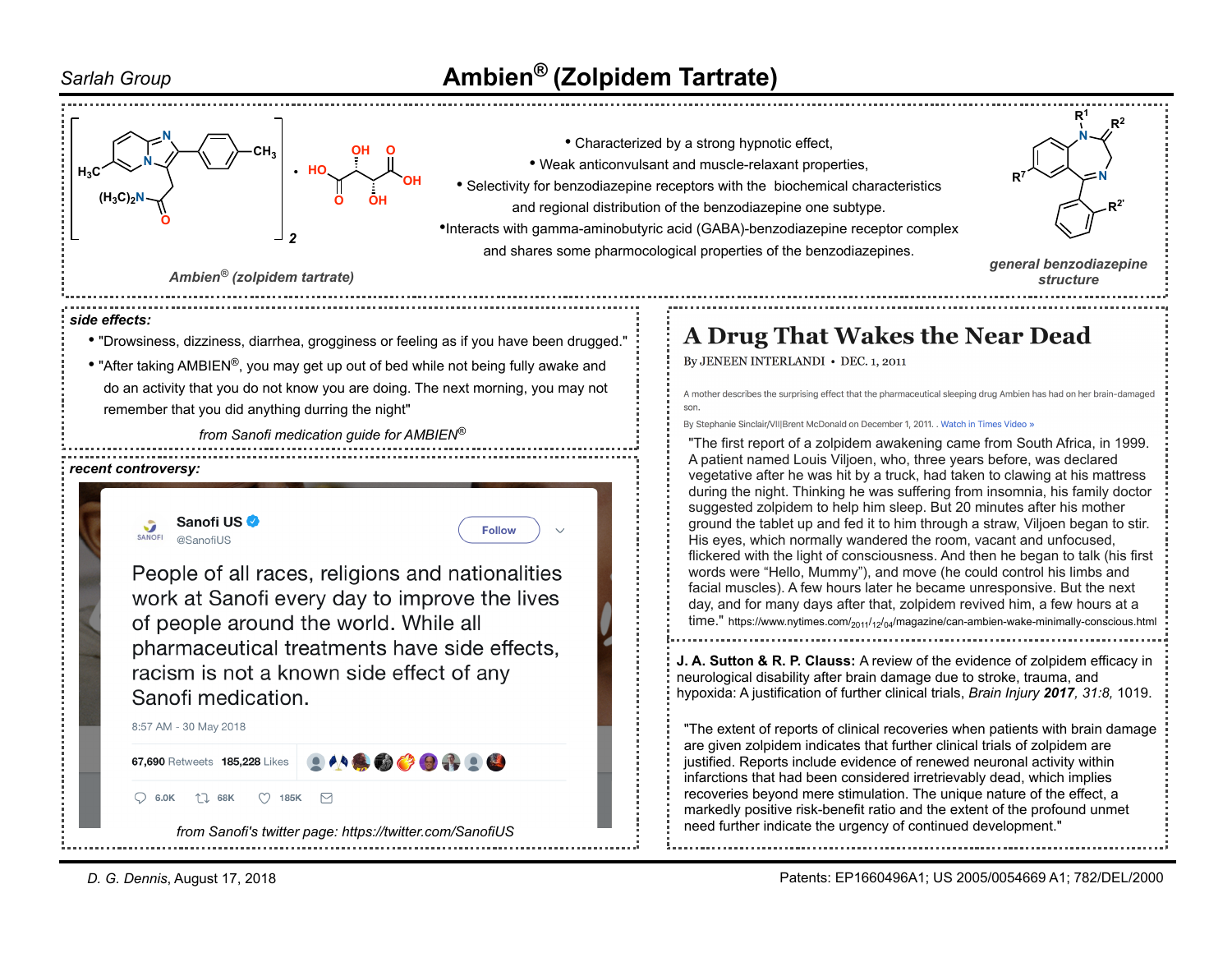# Ambien® (Zolpidem Tartrate)

Sarlah Group

$H_3C$ $(H_3C)_2N$ $CH_3$ • HO OH O OH O OH ]$_2$

*Ambien® (zolpidem tartrate)*

- Characterized by a strong hypnotic effect,
- Weak anticonvulsant and muscle-relaxant properties,
- Selectivity for benzodiazepine receptors with the biochemical characteristics and regional distribution of the benzodiazepine one subtype.
- Interacts with gamma-aminobutyric acid (GABA)-benzodiazepine receptor complex and shares some pharmocological properties of the benzodiazepines.

$R^1$ $R^2$ N N $R^7$ $R^{2'}$

*general benzodiazepine structure*

**side effects:**

- "Drowsiness, dizziness, diarrhea, grogginess or feeling as if you have been drugged."
- "After taking AMBIEN®, you may get up out of bed while not being fully awake and do an activity that you do not know you are doing. The next morning, you may not remember that you did anything durring the night"

*from Sanofi medication guide for AMBIEN®*

**recent controversy:**

Sanofi US
@SanofiUS

Follow

People of all races, religions and nationalities work at Sanofi every day to improve the lives of people around the world. While all pharmaceutical treatments have side effects, racism is not a known side effect of any Sanofi medication.

8:57 AM - 30 May 2018

67,690 Retweets 185,228 Likes

6.0K 68K 185K

*from Sanofi's twitter page: https://twitter.com/SanofiUS*

## A Drug That Wakes the Near Dead

By JENEEN INTERLANDI • DEC. 1, 2011

A mother describes the surprising effect that the pharmaceutical sleeping drug Ambien has had on her brain-damaged son.

By Stephanie Sinclair/VII|Brent McDonald on December 1, 2011. . Watch in Times Video »

"The first report of a zolpidem awakening came from South Africa, in 1999. A patient named Louis Viljoen, who, three years before, was declared vegetative after he was hit by a truck, had taken to clawing at his mattress during the night. Thinking he was suffering from insomnia, his family doctor suggested zolpidem to help him sleep. But 20 minutes after his mother ground the tablet up and fed it to him through a straw, Viljoen began to stir. His eyes, which normally wandered the room, vacant and unfocused, flickered with the light of consciousness. And then he began to talk (his first words were "Hello, Mummy"), and move (he could control his limbs and facial muscles). A few hours later he became unresponsive. But the next day, and for many days after that, zolpidem revived him, a few hours at a time." https://www.nytimes.com/2011/12/04/magazine/can-ambien-wake-minimally-conscious.html

**J. A. Sutton & R. P. Clauss:** A review of the evidence of zolpidem efficacy in neurological disability after brain damage due to stroke, trauma, and hypoxida: A justification of further clinical trials, *Brain Injury* ***2017****, 31:8,* 1019.

"The extent of reports of clinical recoveries when patients with brain damage are given zolpidem indicates that further clinical trials of zolpidem are justified. Reports include evidence of renewed neuronal activity within infarctions that had been considered irretrievably dead, which implies recoveries beyond mere stimulation. The unique nature of the effect, a markedly positive risk-benefit ratio and the extent of the profound unmet need further indicate the urgency of continued development."

*D. G. Dennis*, August 17, 2018

Patents: EP1660496A1; US 2005/0054669 A1; 782/DEL/2000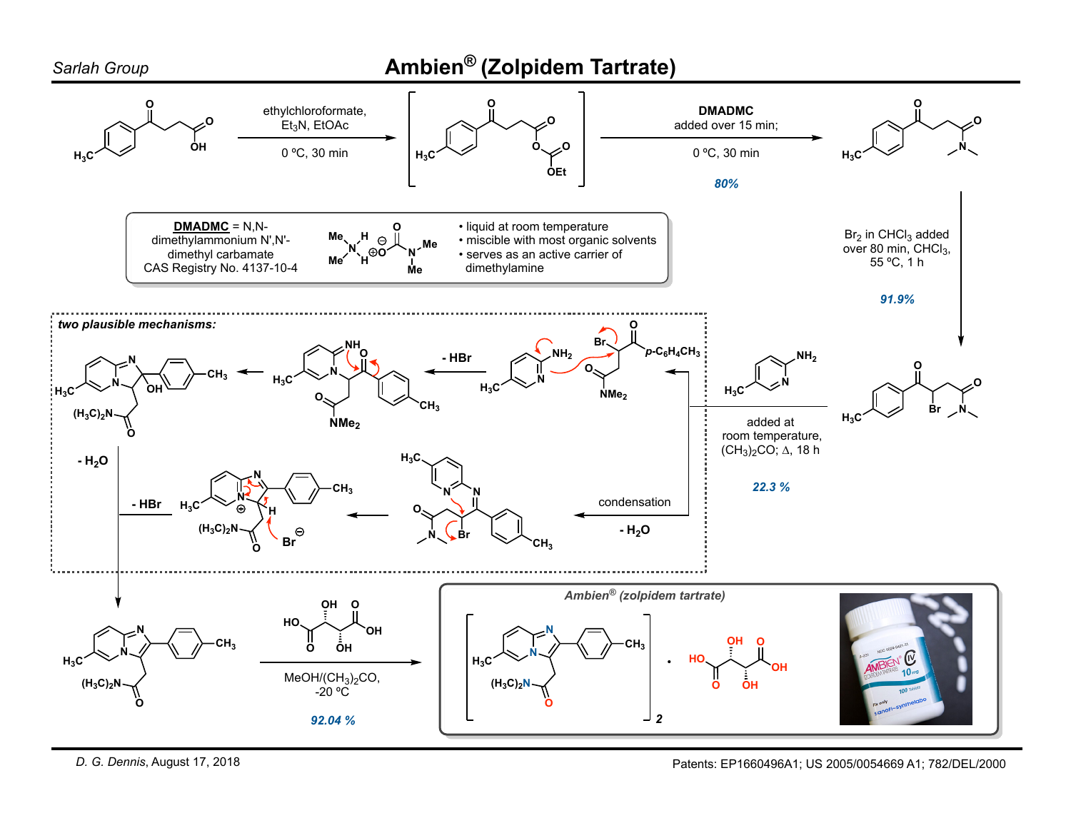Sarlah Group

# Ambien® (Zolpidem Tartrate)

ethylchloroformate, $Et_3N$, EtOAc

0 ºC, 30 min

**DMADMC**
added over 15 min;

0 ºC, 30 min

*80%*

$Br_2$ in $CHCl_3$ added over 80 min, $CHCl_3$, 55 ºC, 1 h

*91.9%*

**DMADMC** = N,N-dimethylammonium N',N'-dimethyl carbamate
CAS Registry No. 4137-10-4

- liquid at room temperature
- miscible with most organic solvents
- serves as an active carrier of dimethylamine

***two plausible mechanisms:***

- HBr

- $H_2O$

- HBr

condensation

- $H_2O$

added at room temperature, $(CH_3)_2CO$; Δ, 18 h

*22.3 %*

MeOH/$(CH_3)_2CO$, -20 ºC

*92.04 %*

*Ambien® (zolpidem tartrate)*

D. G. Dennis, August 17, 2018

Patents: EP1660496A1; US 2005/0054669 A1; 782/DEL/2000